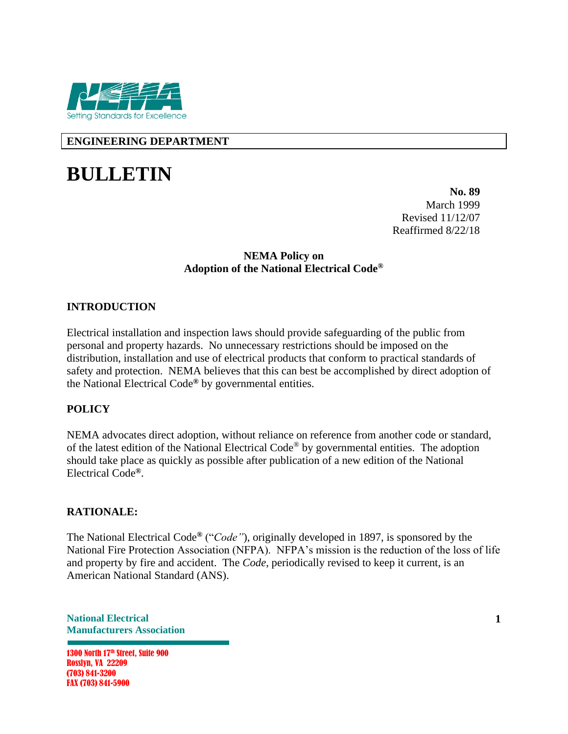ENGINEERING DEPARTMENT

# BULLETIN

**No. 89**
March 1999
Revised 11/12/07
Reaffirmed 8/22/18

**NEMA Policy on**
**Adoption of the National Electrical Code®**

## INTRODUCTION

Electrical installation and inspection laws should provide safeguarding of the public from personal and property hazards. No unnecessary restrictions should be imposed on the distribution, installation and use of electrical products that conform to practical standards of safety and protection. NEMA believes that this can best be accomplished by direct adoption of the National Electrical Code® by governmental entities.

## POLICY

NEMA advocates direct adoption, without reliance on reference from another code or standard, of the latest edition of the National Electrical Code® by governmental entities. The adoption should take place as quickly as possible after publication of a new edition of the National Electrical Code®.

## RATIONALE:

The National Electrical Code® ("*Code"*), originally developed in 1897, is sponsored by the National Fire Protection Association (NFPA). NFPA's mission is the reduction of the loss of life and property by fire and accident. The *Code*, periodically revised to keep it current, is an American National Standard (ANS).

**National Electrical Manufacturers Association**

1300 North 17th Street, Suite 900
Rosslyn, VA 22209
(703) 841-3200
FAX (703) 841-5900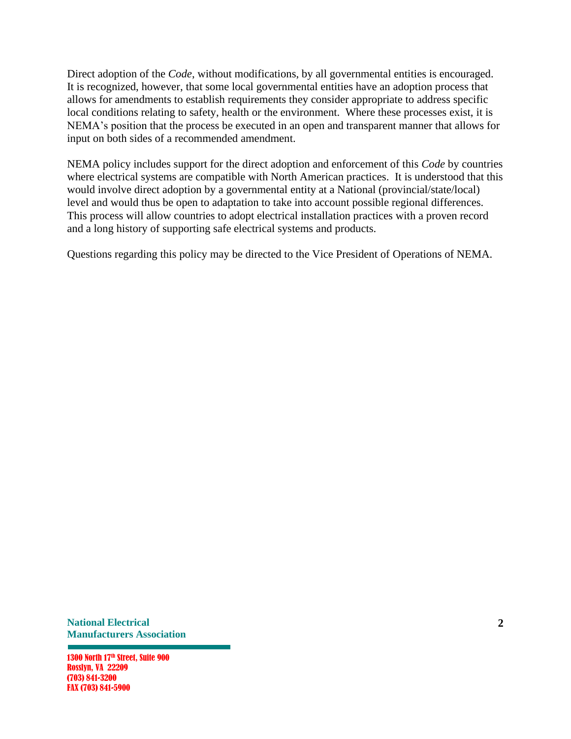Direct adoption of the *Code*, without modifications, by all governmental entities is encouraged. It is recognized, however, that some local governmental entities have an adoption process that allows for amendments to establish requirements they consider appropriate to address specific local conditions relating to safety, health or the environment. Where these processes exist, it is NEMA's position that the process be executed in an open and transparent manner that allows for input on both sides of a recommended amendment.

NEMA policy includes support for the direct adoption and enforcement of this *Code* by countries where electrical systems are compatible with North American practices. It is understood that this would involve direct adoption by a governmental entity at a National (provincial/state/local) level and would thus be open to adaptation to take into account possible regional differences. This process will allow countries to adopt electrical installation practices with a proven record and a long history of supporting safe electrical systems and products.

Questions regarding this policy may be directed to the Vice President of Operations of NEMA.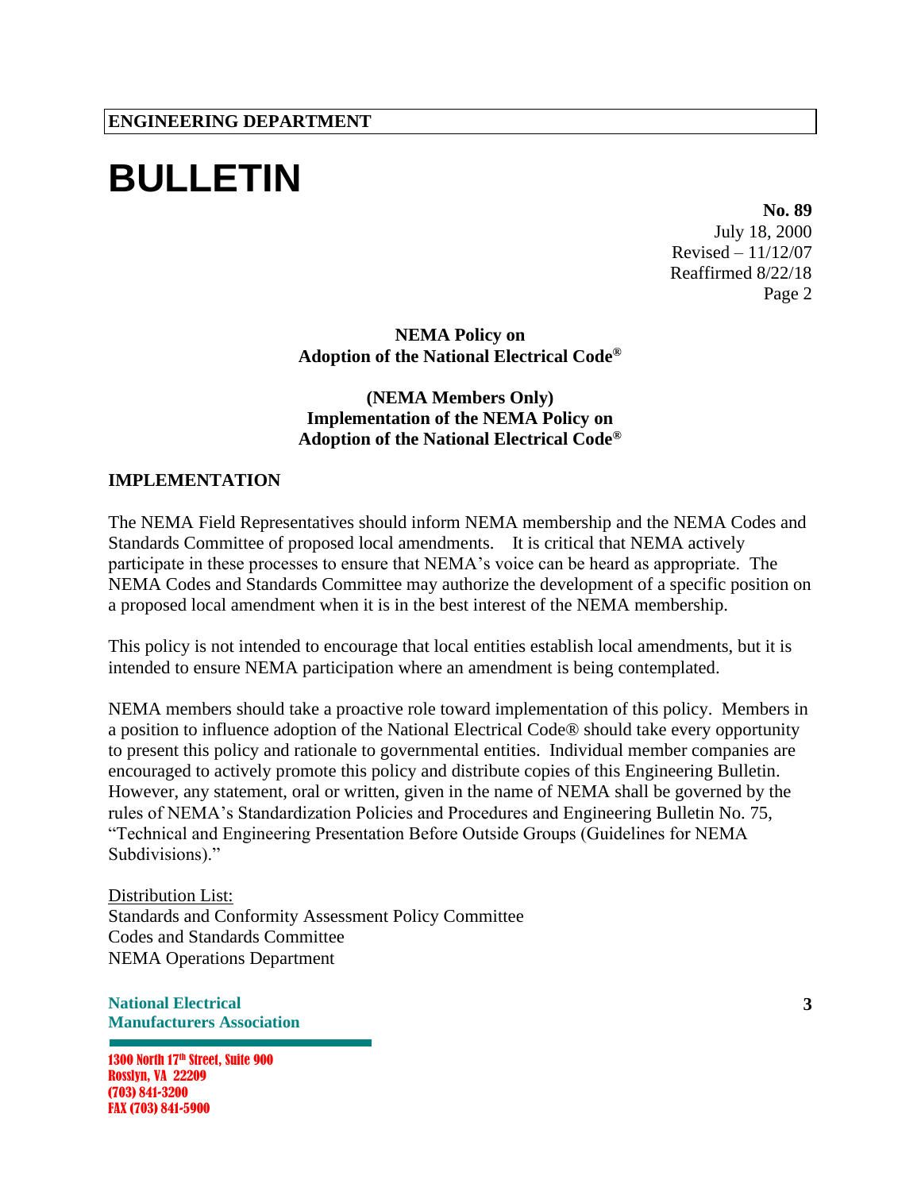**ENGINEERING DEPARTMENT**

# BULLETIN

**No. 89**
July 18, 2000
Revised – 11/12/07
Reaffirmed 8/22/18
Page 2

**NEMA Policy on**
**Adoption of the National Electrical Code®**

**(NEMA Members Only)**
**Implementation of the NEMA Policy on**
**Adoption of the National Electrical Code®**

## IMPLEMENTATION

The NEMA Field Representatives should inform NEMA membership and the NEMA Codes and Standards Committee of proposed local amendments. It is critical that NEMA actively participate in these processes to ensure that NEMA's voice can be heard as appropriate. The NEMA Codes and Standards Committee may authorize the development of a specific position on a proposed local amendment when it is in the best interest of the NEMA membership.

This policy is not intended to encourage that local entities establish local amendments, but it is intended to ensure NEMA participation where an amendment is being contemplated.

NEMA members should take a proactive role toward implementation of this policy. Members in a position to influence adoption of the National Electrical Code® should take every opportunity to present this policy and rationale to governmental entities. Individual member companies are encouraged to actively promote this policy and distribute copies of this Engineering Bulletin. However, any statement, oral or written, given in the name of NEMA shall be governed by the rules of NEMA's Standardization Policies and Procedures and Engineering Bulletin No. 75, "Technical and Engineering Presentation Before Outside Groups (Guidelines for NEMA Subdivisions)."

Distribution List:
Standards and Conformity Assessment Policy Committee
Codes and Standards Committee
NEMA Operations Department

**National Electrical**
**Manufacturers Association**

1300 North 17th Street, Suite 900
Rosslyn, VA 22209
(703) 841-3200
FAX (703) 841-5900